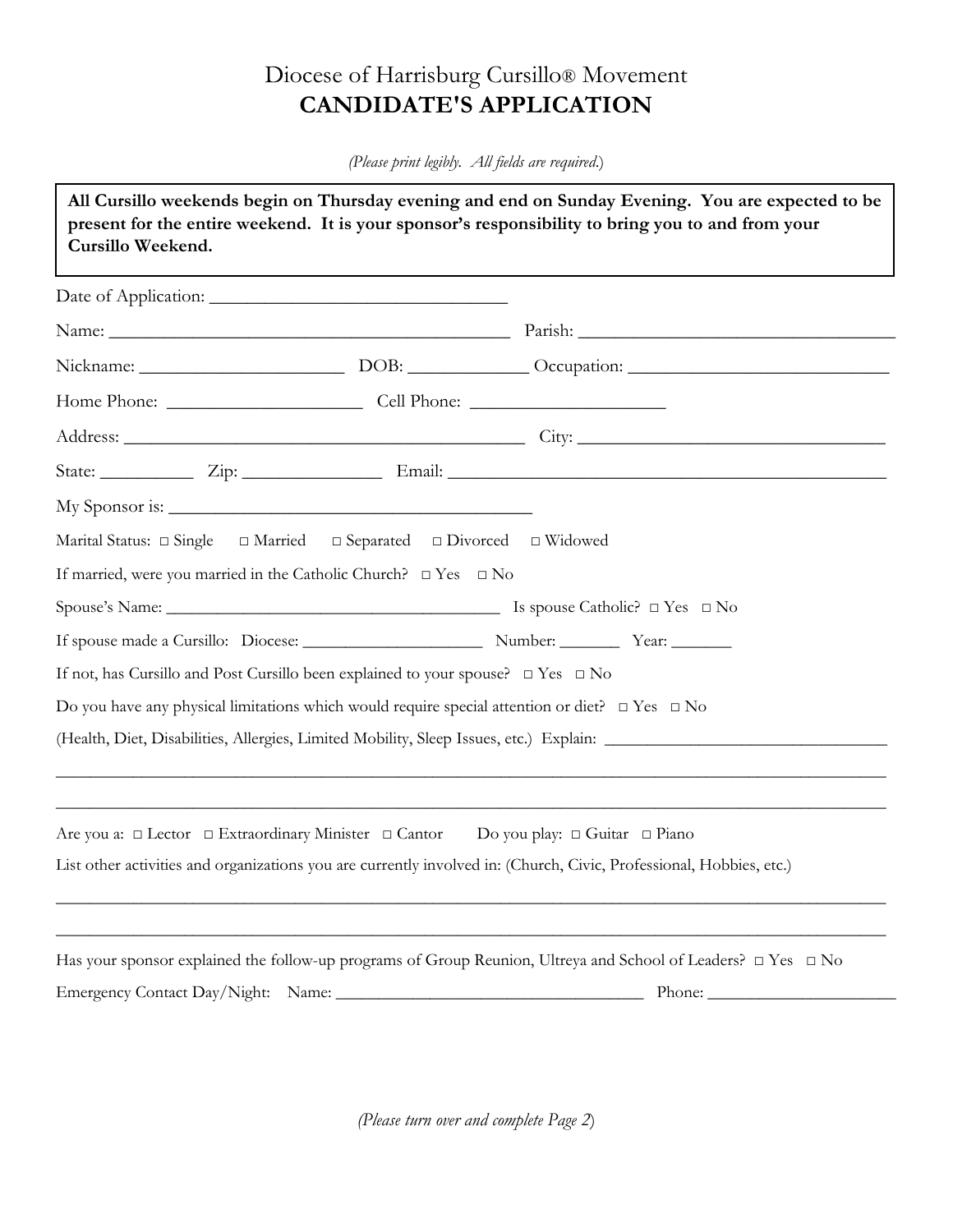# Diocese of Harrisburg Cursillo® Movement

## CANDIDATE'S APPLICATION

*(Please print legibly. All fields are required.)*

**All Cursillo weekends begin on Thursday evening and end on Sunday Evening. You are expected to be present for the entire weekend. It is your sponsor's responsibility to bring you to and from your Cursillo Weekend.**

Date of Application: ________________________________

Name: ____________________________________________ Parish: ___________________________________

Nickname: ______________________ DOB: ____________ Occupation: ____________________________

Home Phone: _____________________ Cell Phone: _____________________

Address: ___________________________________________ City: _________________________________

State: __________ Zip: _______________ Email: _______________________________________________

My Sponsor is: _______________________________________

Marital Status: □ Single □ Married □ Separated □ Divorced □ Widowed

If married, were you married in the Catholic Church? □ Yes □ No

Spouse's Name: _____________________________________ Is spouse Catholic? □ Yes □ No

If spouse made a Cursillo: Diocese: _____________________ Number: _______ Year: _______

If not, has Cursillo and Post Cursillo been explained to your spouse? □ Yes □ No

Do you have any physical limitations which would require special attention or diet? □ Yes □ No

(Health, Diet, Disabilities, Allergies, Limited Mobility, Sleep Issues, etc.) Explain: _______________________________

_____________________________________________________________________________________________

_____________________________________________________________________________________________

Are you a: □ Lector □ Extraordinary Minister □ Cantor Do you play: □ Guitar □ Piano

List other activities and organizations you are currently involved in: (Church, Civic, Professional, Hobbies, etc.)

_____________________________________________________________________________________________

_____________________________________________________________________________________________

Has your sponsor explained the follow-up programs of Group Reunion, Ultreya and School of Leaders? □ Yes □ No

Emergency Contact Day/Night: Name: ___________________________________ Phone: ______________________

*(Please turn over and complete Page 2)*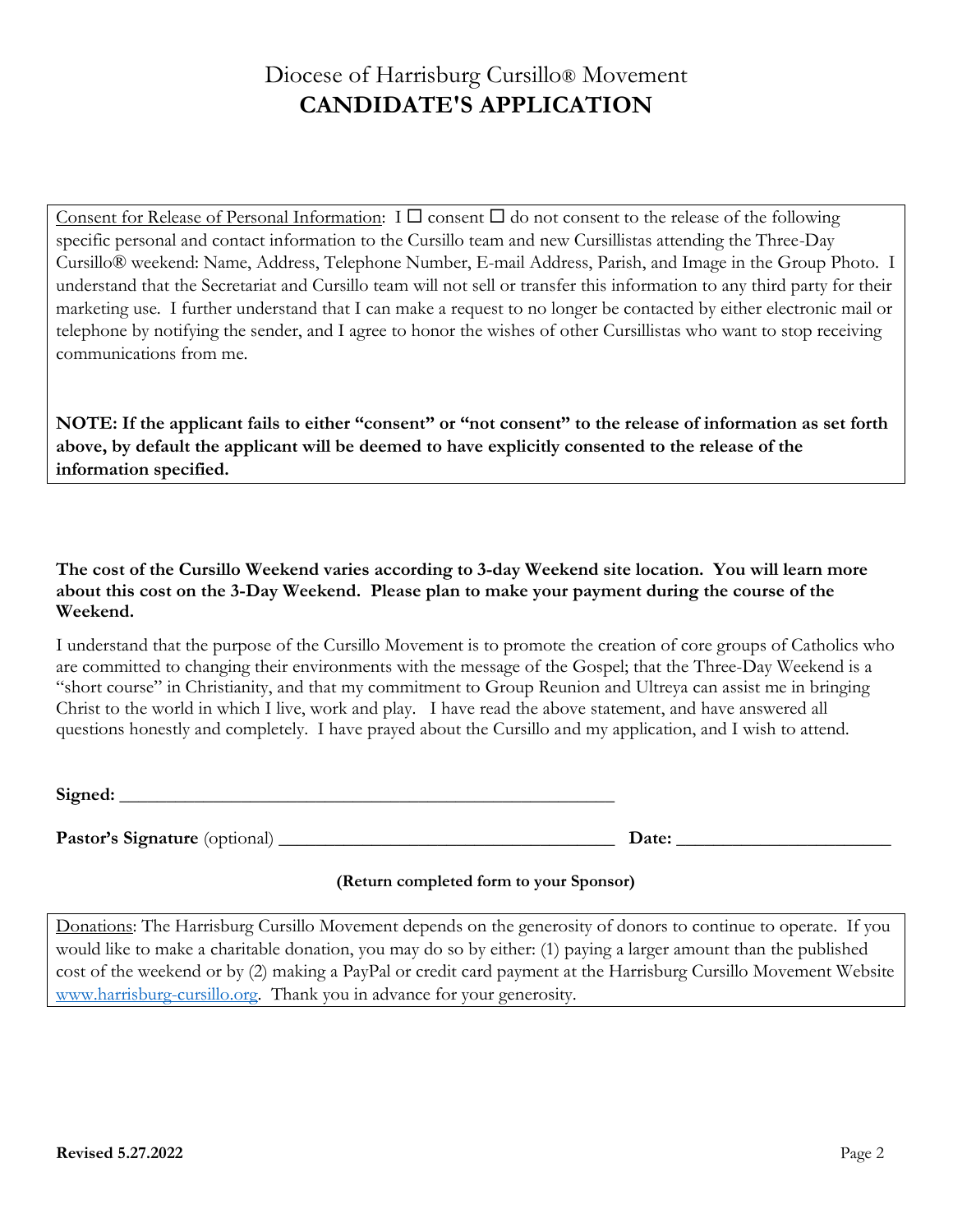# Diocese of Harrisburg Cursillo® Movement
# **CANDIDATE'S APPLICATION**

Consent for Release of Personal Information: I ☐ consent ☐ do not consent to the release of the following specific personal and contact information to the Cursillo team and new Cursillistas attending the Three-Day Cursillo® weekend: Name, Address, Telephone Number, E-mail Address, Parish, and Image in the Group Photo. I understand that the Secretariat and Cursillo team will not sell or transfer this information to any third party for their marketing use. I further understand that I can make a request to no longer be contacted by either electronic mail or telephone by notifying the sender, and I agree to honor the wishes of other Cursillistas who want to stop receiving communications from me.

**NOTE: If the applicant fails to either "consent" or "not consent" to the release of information as set forth above, by default the applicant will be deemed to have explicitly consented to the release of the information specified.**

**The cost of the Cursillo Weekend varies according to 3-day Weekend site location. You will learn more about this cost on the 3-Day Weekend. Please plan to make your payment during the course of the Weekend.**

I understand that the purpose of the Cursillo Movement is to promote the creation of core groups of Catholics who are committed to changing their environments with the message of the Gospel; that the Three-Day Weekend is a "short course" in Christianity, and that my commitment to Group Reunion and Ultreya can assist me in bringing Christ to the world in which I live, work and play. I have read the above statement, and have answered all questions honestly and completely. I have prayed about the Cursillo and my application, and I wish to attend.

**Signed:** ______________________________________________________

**Pastor's Signature** (optional) ____________________________________ **Date:** ______________________

**(Return completed form to your Sponsor)**

Donations: The Harrisburg Cursillo Movement depends on the generosity of donors to continue to operate. If you would like to make a charitable donation, you may do so by either: (1) paying a larger amount than the published cost of the weekend or by (2) making a PayPal or credit card payment at the Harrisburg Cursillo Movement Website www.harrisburg-cursillo.org. Thank you in advance for your generosity.

**Revised 5.27.2022**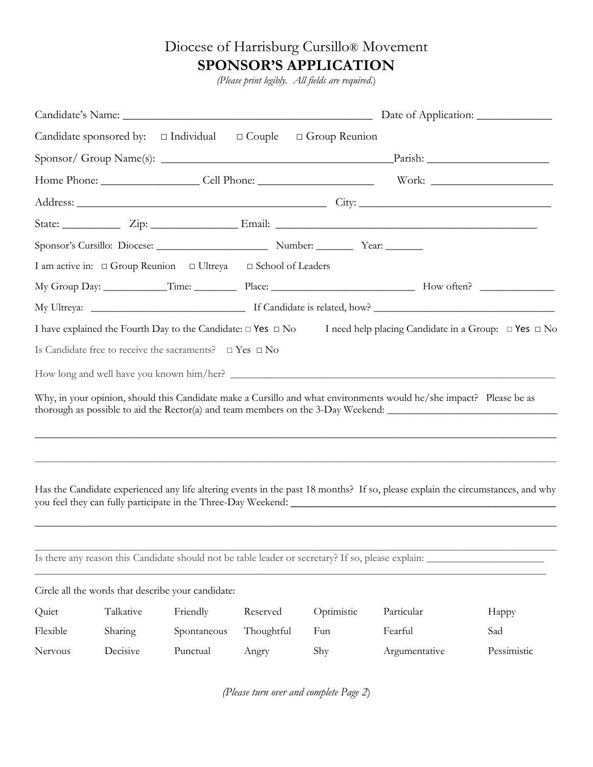# Diocese of Harrisburg Cursillo® Movement

## SPONSOR'S APPLICATION

*(Please print legibly. All fields are required.)*

Candidate's Name: _____________________________________________ Date of Application: _____________

Candidate sponsored by: □ Individual □ Couple □ Group Reunion

Sponsor/ Group Name(s): ________________________________________Parish: _____________________

Home Phone: _________________ Cell Phone: ____________________ Work: _____________________

Address: ____________________________________________ City: __________________________________

State: __________ Zip: _______________ Email: _____________________________________________

Sponsor's Cursillo: Diocese: ____________________ Number: _______ Year: _______

I am active in: □ Group Reunion □ Ultreya □ School of Leaders

My Group Day: ___________Time: ________ Place: ___________________________ How often? _____________

My Ultreya: _____________________________ If Candidate is related, how? _________________________________

I have explained the Fourth Day to the Candidate: □ Yes □ No I need help placing Candidate in a Group: □ Yes □ No

Is Candidate free to receive the sacraments? □ Yes □ No

How long and well have you known him/her? _______________________________________________________________

Why, in your opinion, should this Candidate make a Cursillo and what environments would he/she impact? Please be as thorough as possible to aid the Rector(a) and team members on the 3-Day Weekend: _______________________________

_____________________________________________________________________________________________

_____________________________________________________________________________________________

Has the Candidate experienced any life altering events in the past 18 months? If so, please explain the circumstances, and why you feel they can fully participate in the Three-Day Weekend: _________________________________________________

_____________________________________________________________________________________________

_____________________________________________________________________________________________

Is there any reason this Candidate should not be table leader or secretary? If so, please explain: ______________________

_____________________________________________________________________________________________

Circle all the words that describe your candidate:

| | | | | | | |
|---|---|---|---|---|---|---|
| Quiet | Talkative | Friendly | Reserved | Optimistic | Particular | Happy |
| Flexible | Sharing | Spontaneous | Thoughtful | Fun | Fearful | Sad |
| Nervous | Decisive | Punctual | Angry | Shy | Argumentative | Pessimistic |

*(Please turn over and complete Page 2)*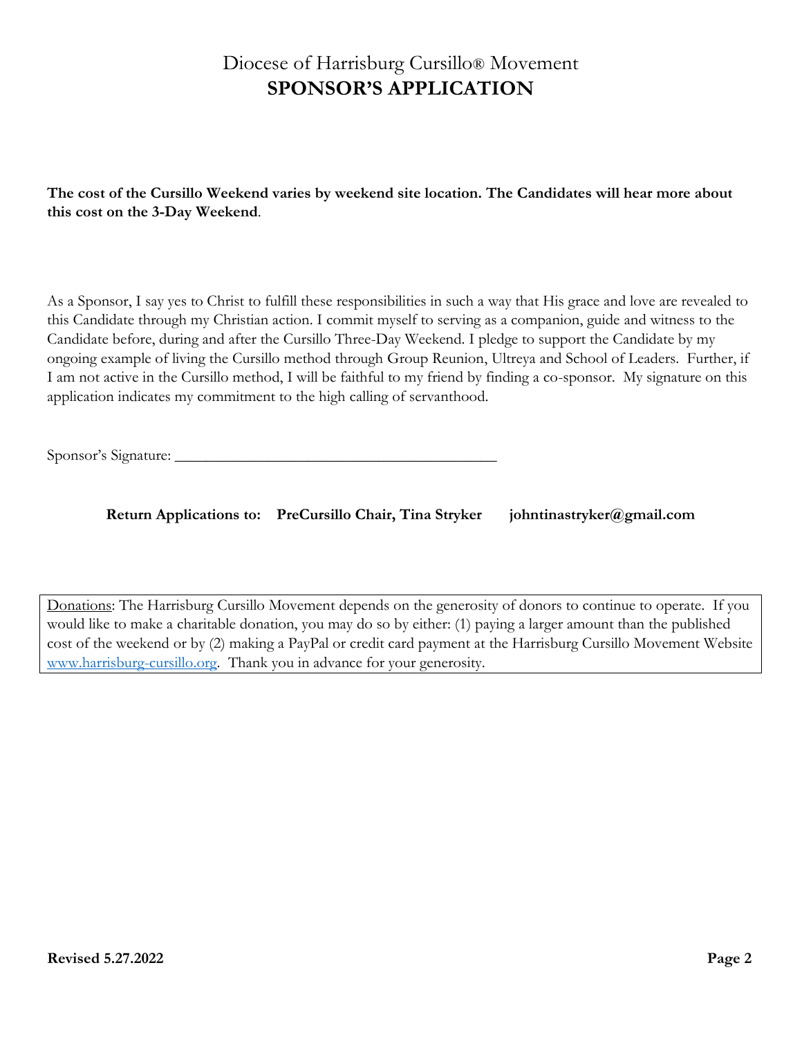# Diocese of Harrisburg Cursillo® Movement
## SPONSOR'S APPLICATION

**The cost of the Cursillo Weekend varies by weekend site location. The Candidates will hear more about this cost on the 3-Day Weekend**.

As a Sponsor, I say yes to Christ to fulfill these responsibilities in such a way that His grace and love are revealed to this Candidate through my Christian action. I commit myself to serving as a companion, guide and witness to the Candidate before, during and after the Cursillo Three-Day Weekend. I pledge to support the Candidate by my ongoing example of living the Cursillo method through Group Reunion, Ultreya and School of Leaders. Further, if I am not active in the Cursillo method, I will be faithful to my friend by finding a co-sponsor. My signature on this application indicates my commitment to the high calling of servanthood.

Sponsor's Signature: ________________________________________

**Return Applications to: PreCursillo Chair, Tina Stryker johntinastryker@gmail.com**

Donations: The Harrisburg Cursillo Movement depends on the generosity of donors to continue to operate. If you would like to make a charitable donation, you may do so by either: (1) paying a larger amount than the published cost of the weekend or by (2) making a PayPal or credit card payment at the Harrisburg Cursillo Movement Website www.harrisburg-cursillo.org. Thank you in advance for your generosity.

**Revised 5.27.2022**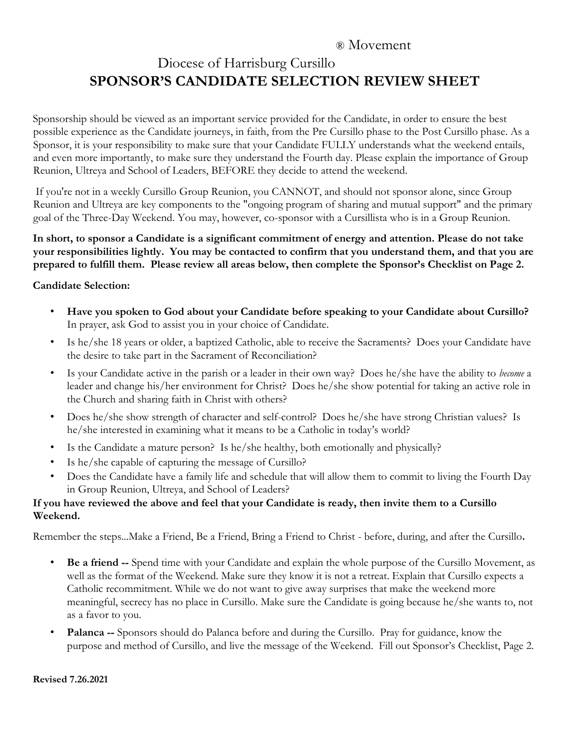® Movement

# Diocese of Harrisburg Cursillo
## SPONSOR'S CANDIDATE SELECTION REVIEW SHEET

Sponsorship should be viewed as an important service provided for the Candidate, in order to ensure the best possible experience as the Candidate journeys, in faith, from the Pre Cursillo phase to the Post Cursillo phase. As a Sponsor, it is your responsibility to make sure that your Candidate FULLY understands what the weekend entails, and even more importantly, to make sure they understand the Fourth day. Please explain the importance of Group Reunion, Ultreya and School of Leaders, BEFORE they decide to attend the weekend.

If you're not in a weekly Cursillo Group Reunion, you CANNOT, and should not sponsor alone, since Group Reunion and Ultreya are key components to the "ongoing program of sharing and mutual support" and the primary goal of the Three-Day Weekend. You may, however, co-sponsor with a Cursillista who is in a Group Reunion.

**In short, to sponsor a Candidate is a significant commitment of energy and attention. Please do not take your responsibilities lightly. You may be contacted to confirm that you understand them, and that you are prepared to fulfill them. Please review all areas below, then complete the Sponsor's Checklist on Page 2.**

**Candidate Selection:**

- **Have you spoken to God about your Candidate before speaking to your Candidate about Cursillo?** In prayer, ask God to assist you in your choice of Candidate.
- Is he/she 18 years or older, a baptized Catholic, able to receive the Sacraments? Does your Candidate have the desire to take part in the Sacrament of Reconciliation?
- Is your Candidate active in the parish or a leader in their own way? Does he/she have the ability to *become* a leader and change his/her environment for Christ? Does he/she show potential for taking an active role in the Church and sharing faith in Christ with others?
- Does he/she show strength of character and self-control? Does he/she have strong Christian values? Is he/she interested in examining what it means to be a Catholic in today's world?
- Is the Candidate a mature person? Is he/she healthy, both emotionally and physically?
- Is he/she capable of capturing the message of Cursillo?
- Does the Candidate have a family life and schedule that will allow them to commit to living the Fourth Day in Group Reunion, Ultreya, and School of Leaders?

**If you have reviewed the above and feel that your Candidate is ready, then invite them to a Cursillo Weekend.**

Remember the steps...Make a Friend, Be a Friend, Bring a Friend to Christ - before, during, and after the Cursillo**.**

- **Be a friend --** Spend time with your Candidate and explain the whole purpose of the Cursillo Movement, as well as the format of the Weekend. Make sure they know it is not a retreat. Explain that Cursillo expects a Catholic recommitment. While we do not want to give away surprises that make the weekend more meaningful, secrecy has no place in Cursillo. Make sure the Candidate is going because he/she wants to, not as a favor to you.
- **Palanca --** Sponsors should do Palanca before and during the Cursillo. Pray for guidance, know the purpose and method of Cursillo, and live the message of the Weekend. Fill out Sponsor's Checklist, Page 2.

**Revised 7.26.2021**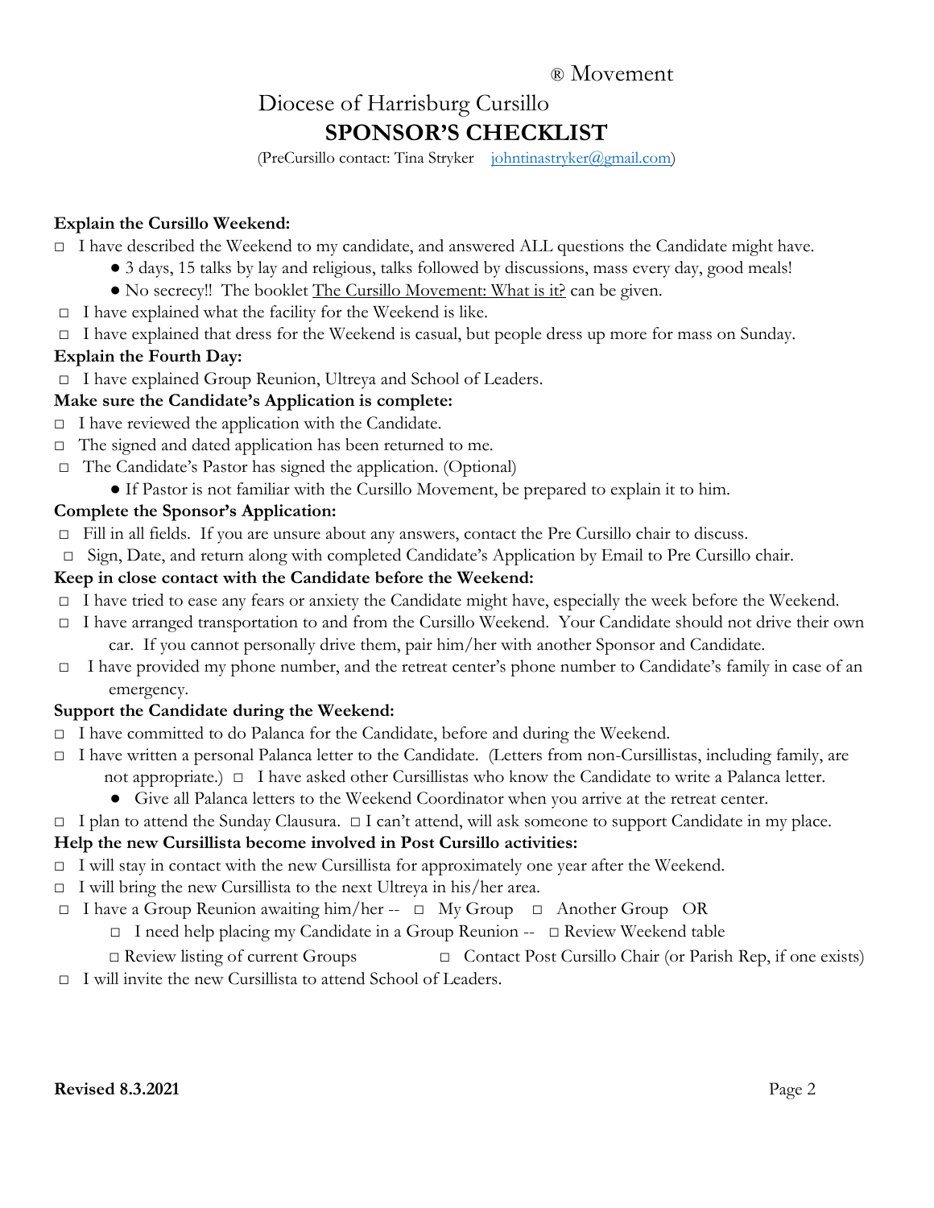® Movement

# Diocese of Harrisburg Cursillo

## SPONSOR'S CHECKLIST

(PreCursillo contact: Tina Stryker johntinastryker@gmail.com)

**Explain the Cursillo Weekend:**

□ I have described the Weekend to my candidate, and answered ALL questions the Candidate might have.

- 3 days, 15 talks by lay and religious, talks followed by discussions, mass every day, good meals!
- No secrecy!! The booklet The Cursillo Movement: What is it? can be given.

□ I have explained what the facility for the Weekend is like.

□ I have explained that dress for the Weekend is casual, but people dress up more for mass on Sunday.

**Explain the Fourth Day:**

□ I have explained Group Reunion, Ultreya and School of Leaders.

**Make sure the Candidate's Application is complete:**

□ I have reviewed the application with the Candidate.

□ The signed and dated application has been returned to me.

□ The Candidate's Pastor has signed the application. (Optional)

- If Pastor is not familiar with the Cursillo Movement, be prepared to explain it to him.

**Complete the Sponsor's Application:**

□ Fill in all fields. If you are unsure about any answers, contact the Pre Cursillo chair to discuss.

□ Sign, Date, and return along with completed Candidate's Application by Email to Pre Cursillo chair.

**Keep in close contact with the Candidate before the Weekend:**

□ I have tried to ease any fears or anxiety the Candidate might have, especially the week before the Weekend.

□ I have arranged transportation to and from the Cursillo Weekend. Your Candidate should not drive their own car. If you cannot personally drive them, pair him/her with another Sponsor and Candidate.

□ I have provided my phone number, and the retreat center's phone number to Candidate's family in case of an emergency.

**Support the Candidate during the Weekend:**

□ I have committed to do Palanca for the Candidate, before and during the Weekend.

□ I have written a personal Palanca letter to the Candidate. (Letters from non-Cursillistas, including family, are not appropriate.) □ I have asked other Cursillistas who know the Candidate to write a Palanca letter.

- Give all Palanca letters to the Weekend Coordinator when you arrive at the retreat center.

□ I plan to attend the Sunday Clausura. □ I can't attend, will ask someone to support Candidate in my place.

**Help the new Cursillista become involved in Post Cursillo activities:**

□ I will stay in contact with the new Cursillista for approximately one year after the Weekend.

□ I will bring the new Cursillista to the next Ultreya in his/her area.

□ I have a Group Reunion awaiting him/her -- □ My Group □ Another Group OR

□ I need help placing my Candidate in a Group Reunion -- □ Review Weekend table

□ Review listing of current Groups □ Contact Post Cursillo Chair (or Parish Rep, if one exists)

□ I will invite the new Cursillista to attend School of Leaders.

**Revised 8.3.2021**